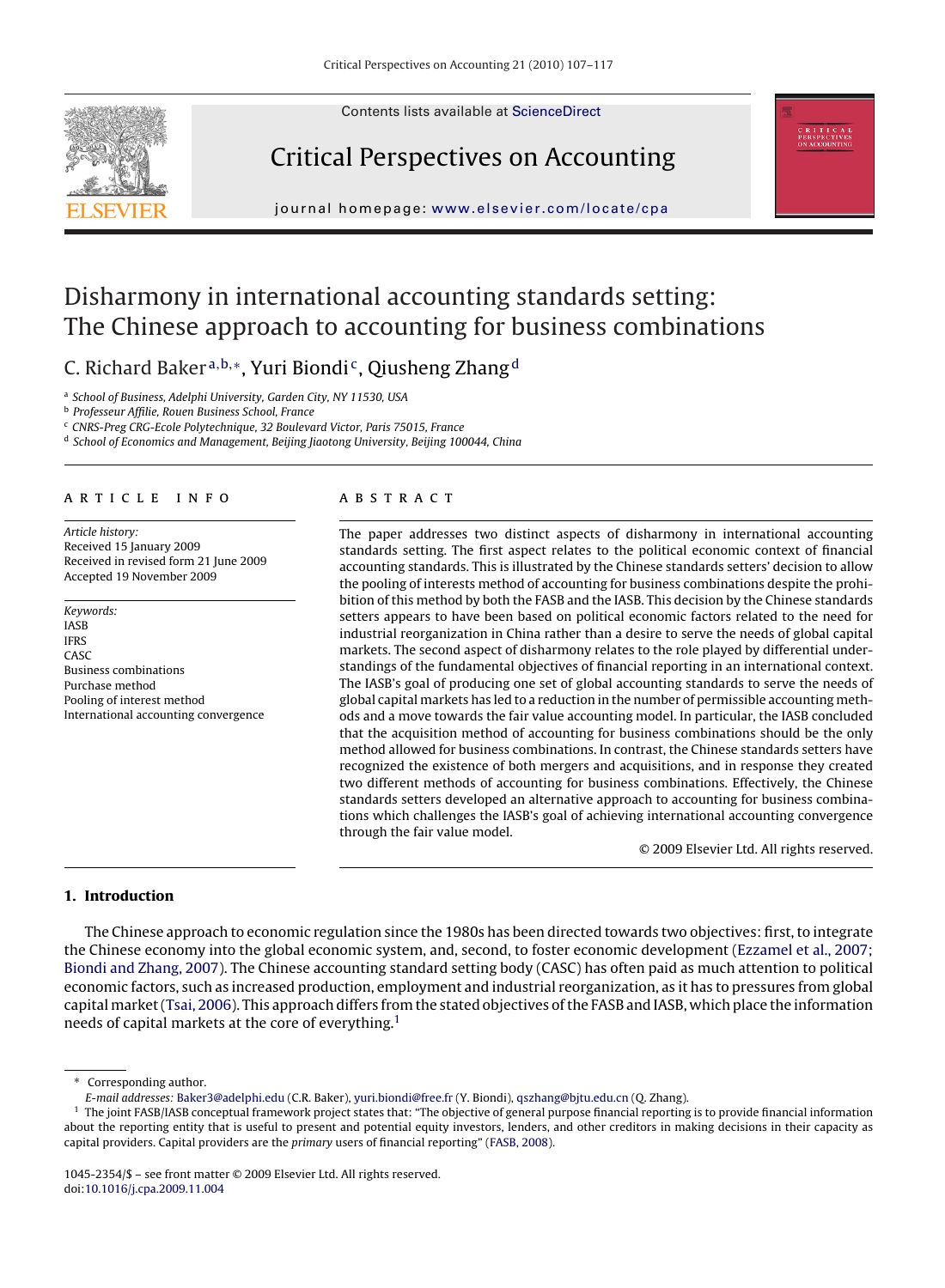# Disharmony in international accounting standards setting: The Chinese approach to accounting for business combinations

C. Richard Baker[a,b,*], Yuri Biondi[c], Qiusheng Zhang[d]

[a] School of Business, Adelphi University, Garden City, NY 11530, USA

[b] Professeur Affilie, Rouen Business School, France

[c] CNRS-Preg CRG-Ecole Polytechnique, 32 Boulevard Victor, Paris 75015, France

[d] School of Economics and Management, Beijing Jiaotong University, Beijing 100044, China

## ARTICLE INFO

*Article history:*
Received 15 January 2009
Received in revised form 21 June 2009
Accepted 19 November 2009

*Keywords:*
IASB
IFRS
CASC
Business combinations
Purchase method
Pooling of interest method
International accounting convergence

## ABSTRACT

The paper addresses two distinct aspects of disharmony in international accounting standards setting. The first aspect relates to the political economic context of financial accounting standards. This is illustrated by the Chinese standards setters' decision to allow the pooling of interests method of accounting for business combinations despite the prohibition of this method by both the FASB and the IASB. This decision by the Chinese standards setters appears to have been based on political economic factors related to the need for industrial reorganization in China rather than a desire to serve the needs of global capital markets. The second aspect of disharmony relates to the role played by differential understandings of the fundamental objectives of financial reporting in an international context. The IASB's goal of producing one set of global accounting standards to serve the needs of global capital markets has led to a reduction in the number of permissible accounting methods and a move towards the fair value accounting model. In particular, the IASB concluded that the acquisition method of accounting for business combinations should be the only method allowed for business combinations. In contrast, the Chinese standards setters have recognized the existence of both mergers and acquisitions, and in response they created two different methods of accounting for business combinations. Effectively, the Chinese standards setters developed an alternative approach to accounting for business combinations which challenges the IASB's goal of achieving international accounting convergence through the fair value model.

© 2009 Elsevier Ltd. All rights reserved.

## 1. Introduction

The Chinese approach to economic regulation since the 1980s has been directed towards two objectives: first, to integrate the Chinese economy into the global economic system, and, second, to foster economic development (Ezzamel et al., 2007; Biondi and Zhang, 2007). The Chinese accounting standard setting body (CASC) has often paid as much attention to political economic factors, such as increased production, employment and industrial reorganization, as it has to pressures from global capital market (Tsai, 2006). This approach differs from the stated objectives of the FASB and IASB, which place the information needs of capital markets at the core of everything.[1]

---

\* Corresponding author.

*E-mail addresses:* Baker3@adelphi.edu (C.R. Baker), yuri.biondi@free.fr (Y. Biondi), qszhang@bjtu.edu.cn (Q. Zhang).

[1] The joint FASB/IASB conceptual framework project states that: "The objective of general purpose financial reporting is to provide financial information about the reporting entity that is useful to present and potential equity investors, lenders, and other creditors in making decisions in their capacity as capital providers. Capital providers are the *primary* users of financial reporting" (FASB, 2008).

1045-2354/$ – see front matter © 2009 Elsevier Ltd. All rights reserved.
doi:10.1016/j.cpa.2009.11.004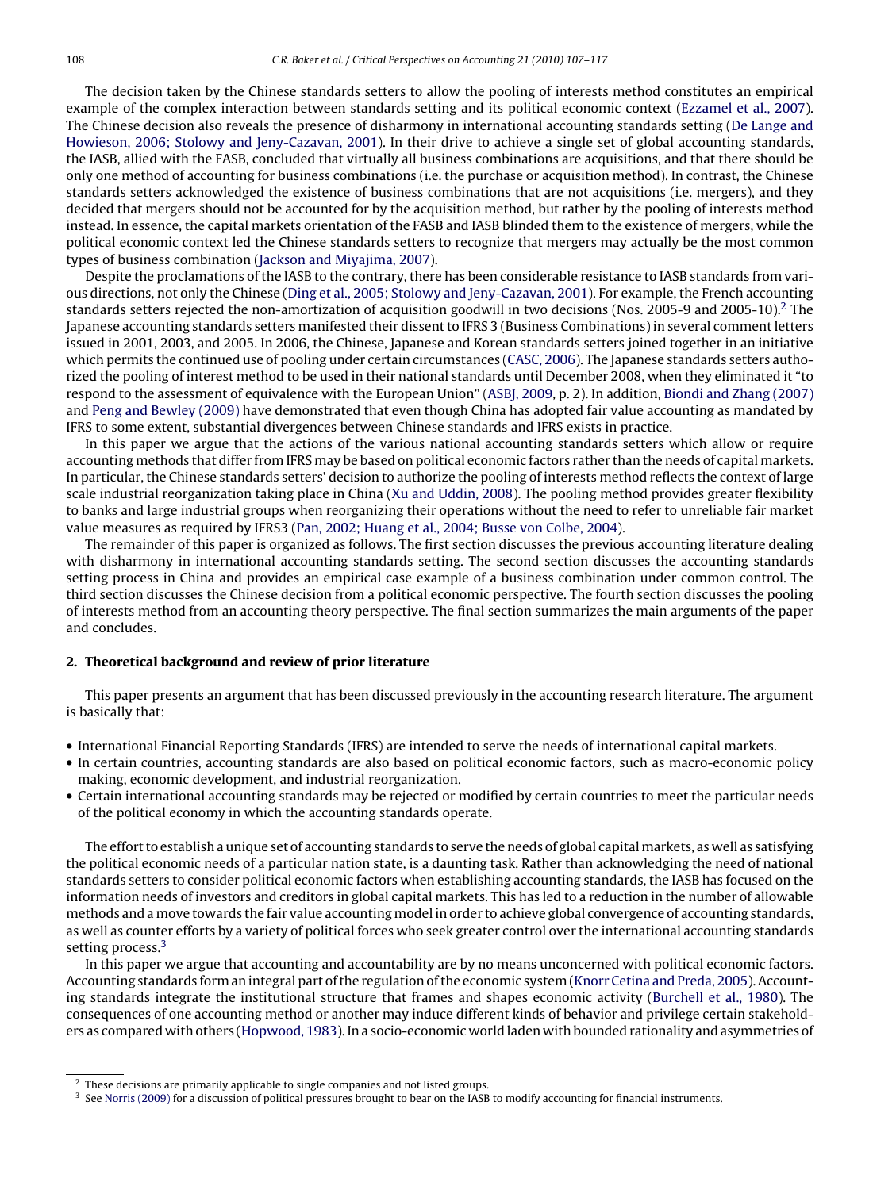The decision taken by the Chinese standards setters to allow the pooling of interests method constitutes an empirical example of the complex interaction between standards setting and its political economic context (Ezzamel et al., 2007). The Chinese decision also reveals the presence of disharmony in international accounting standards setting (De Lange and Howieson, 2006; Stolowy and Jeny-Cazavan, 2001). In their drive to achieve a single set of global accounting standards, the IASB, allied with the FASB, concluded that virtually all business combinations are acquisitions, and that there should be only one method of accounting for business combinations (i.e. the purchase or acquisition method). In contrast, the Chinese standards setters acknowledged the existence of business combinations that are not acquisitions (i.e. mergers), and they decided that mergers should not be accounted for by the acquisition method, but rather by the pooling of interests method instead. In essence, the capital markets orientation of the FASB and IASB blinded them to the existence of mergers, while the political economic context led the Chinese standards setters to recognize that mergers may actually be the most common types of business combination (Jackson and Miyajima, 2007).

Despite the proclamations of the IASB to the contrary, there has been considerable resistance to IASB standards from various directions, not only the Chinese (Ding et al., 2005; Stolowy and Jeny-Cazavan, 2001). For example, the French accounting standards setters rejected the non-amortization of acquisition goodwill in two decisions (Nos. 2005-9 and 2005-10).[2] The Japanese accounting standards setters manifested their dissent to IFRS 3 (Business Combinations) in several comment letters issued in 2001, 2003, and 2005. In 2006, the Chinese, Japanese and Korean standards setters joined together in an initiative which permits the continued use of pooling under certain circumstances (CASC, 2006). The Japanese standards setters authorized the pooling of interest method to be used in their national standards until December 2008, when they eliminated it "to respond to the assessment of equivalence with the European Union" (ASBJ, 2009, p. 2). In addition, Biondi and Zhang (2007) and Peng and Bewley (2009) have demonstrated that even though China has adopted fair value accounting as mandated by IFRS to some extent, substantial divergences between Chinese standards and IFRS exists in practice.

In this paper we argue that the actions of the various national accounting standards setters which allow or require accounting methods that differ from IFRS may be based on political economic factors rather than the needs of capital markets. In particular, the Chinese standards setters' decision to authorize the pooling of interests method reflects the context of large scale industrial reorganization taking place in China (Xu and Uddin, 2008). The pooling method provides greater flexibility to banks and large industrial groups when reorganizing their operations without the need to refer to unreliable fair market value measures as required by IFRS3 (Pan, 2002; Huang et al., 2004; Busse von Colbe, 2004).

The remainder of this paper is organized as follows. The first section discusses the previous accounting literature dealing with disharmony in international accounting standards setting. The second section discusses the accounting standards setting process in China and provides an empirical case example of a business combination under common control. The third section discusses the Chinese decision from a political economic perspective. The fourth section discusses the pooling of interests method from an accounting theory perspective. The final section summarizes the main arguments of the paper and concludes.

## 2. Theoretical background and review of prior literature

This paper presents an argument that has been discussed previously in the accounting research literature. The argument is basically that:

- International Financial Reporting Standards (IFRS) are intended to serve the needs of international capital markets.
- In certain countries, accounting standards are also based on political economic factors, such as macro-economic policy making, economic development, and industrial reorganization.
- Certain international accounting standards may be rejected or modified by certain countries to meet the particular needs of the political economy in which the accounting standards operate.

The effort to establish a unique set of accounting standards to serve the needs of global capital markets, as well as satisfying the political economic needs of a particular nation state, is a daunting task. Rather than acknowledging the need of national standards setters to consider political economic factors when establishing accounting standards, the IASB has focused on the information needs of investors and creditors in global capital markets. This has led to a reduction in the number of allowable methods and a move towards the fair value accounting model in order to achieve global convergence of accounting standards, as well as counter efforts by a variety of political forces who seek greater control over the international accounting standards setting process.[3]

In this paper we argue that accounting and accountability are by no means unconcerned with political economic factors. Accounting standards form an integral part of the regulation of the economic system (Knorr Cetina and Preda, 2005). Accounting standards integrate the institutional structure that frames and shapes economic activity (Burchell et al., 1980). The consequences of one accounting method or another may induce different kinds of behavior and privilege certain stakeholders as compared with others (Hopwood, 1983). In a socio-economic world laden with bounded rationality and asymmetries of

[2] These decisions are primarily applicable to single companies and not listed groups.

[3] See Norris (2009) for a discussion of political pressures brought to bear on the IASB to modify accounting for financial instruments.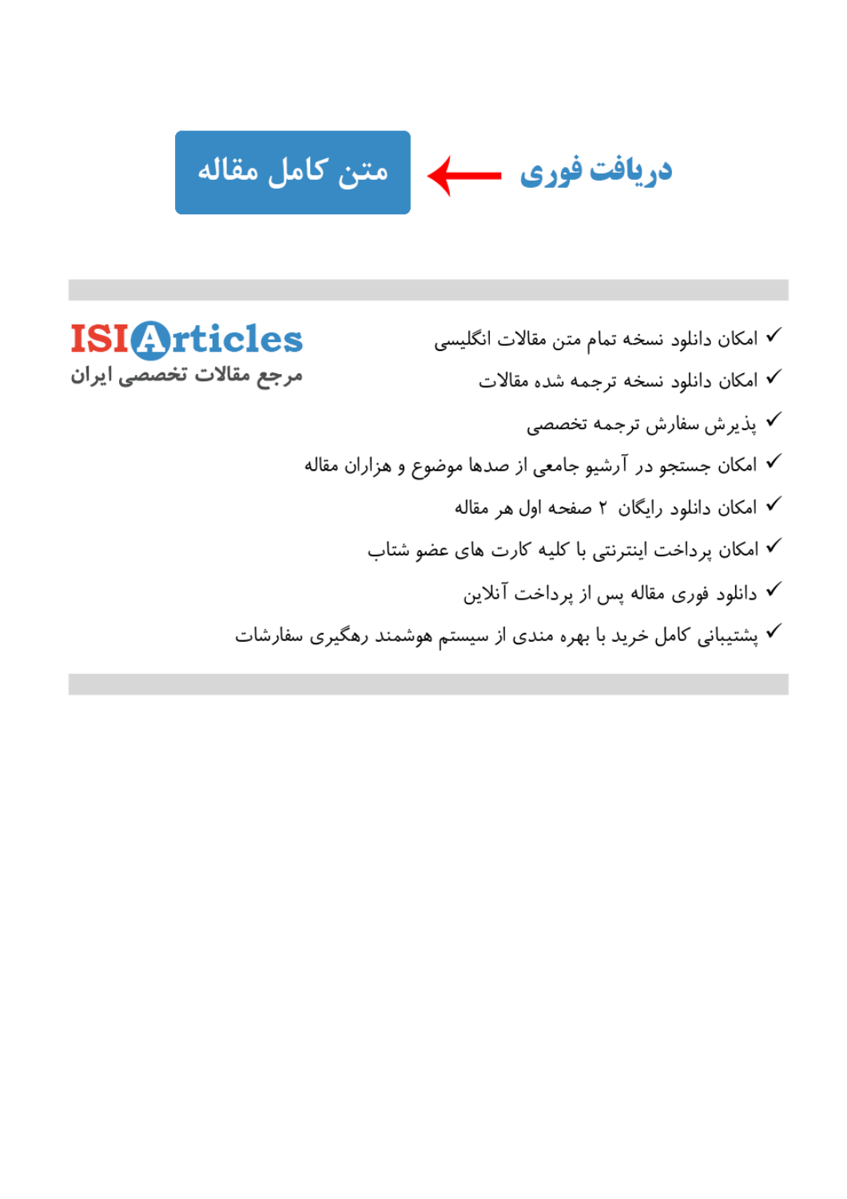دریافت فوری ← **متن کامل مقاله**

**ISIArticles**
مرجع مقالات تخصصی ایران

- ✓ امکان دانلود نسخه تمام متن مقالات انگلیسی
- ✓ امکان دانلود نسخه ترجمه شده مقالات
- ✓ پذیرش سفارش ترجمه تخصصی
- ✓ امکان جستجو در آرشیو جامعی از صدها موضوع و هزاران مقاله
- ✓ امکان دانلود رایگان ۲ صفحه اول هر مقاله
- ✓ امکان پرداخت اینترنتی با کلیه کارت های عضو شتاب
- ✓ دانلود فوری مقاله پس از پرداخت آنلاین
- ✓ پشتیبانی کامل خرید با بهره مندی از سیستم هوشمند رهگیری سفارشات